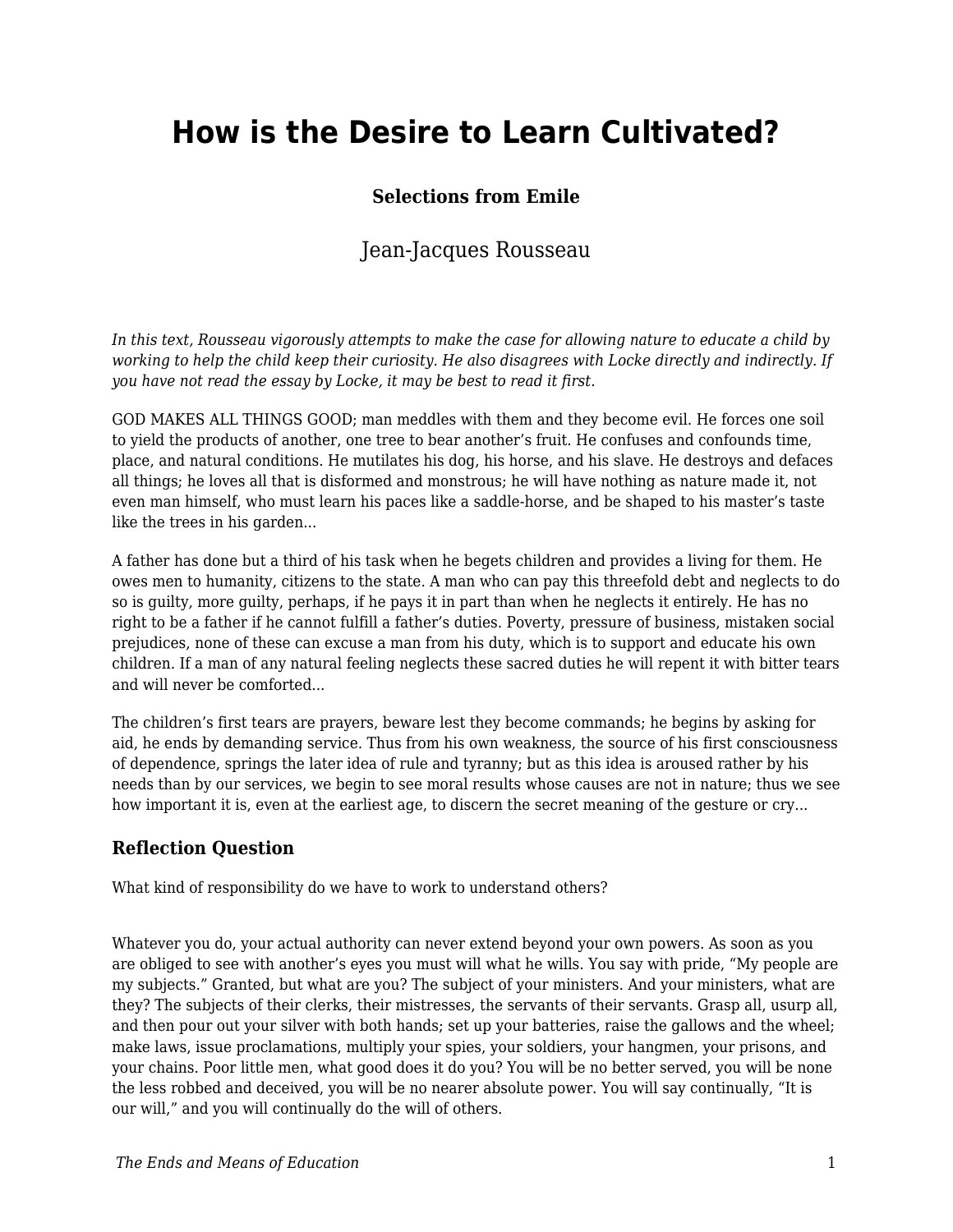# How is the Desire to Learn Cultivated?

**Selections from Emile**

Jean-Jacques Rousseau

*In this text, Rousseau vigorously attempts to make the case for allowing nature to educate a child by working to help the child keep their curiosity. He also disagrees with Locke directly and indirectly. If you have not read the essay by Locke, it may be best to read it first.*

GOD MAKES ALL THINGS GOOD; man meddles with them and they become evil. He forces one soil to yield the products of another, one tree to bear another's fruit. He confuses and confounds time, place, and natural conditions. He mutilates his dog, his horse, and his slave. He destroys and defaces all things; he loves all that is disformed and monstrous; he will have nothing as nature made it, not even man himself, who must learn his paces like a saddle-horse, and be shaped to his master's taste like the trees in his garden...

A father has done but a third of his task when he begets children and provides a living for them. He owes men to humanity, citizens to the state. A man who can pay this threefold debt and neglects to do so is guilty, more guilty, perhaps, if he pays it in part than when he neglects it entirely. He has no right to be a father if he cannot fulfill a father's duties. Poverty, pressure of business, mistaken social prejudices, none of these can excuse a man from his duty, which is to support and educate his own children. If a man of any natural feeling neglects these sacred duties he will repent it with bitter tears and will never be comforted...

The children's first tears are prayers, beware lest they become commands; he begins by asking for aid, he ends by demanding service. Thus from his own weakness, the source of his first consciousness of dependence, springs the later idea of rule and tyranny; but as this idea is aroused rather by his needs than by our services, we begin to see moral results whose causes are not in nature; thus we see how important it is, even at the earliest age, to discern the secret meaning of the gesture or cry...

### Reflection Question

What kind of responsibility do we have to work to understand others?

Whatever you do, your actual authority can never extend beyond your own powers. As soon as you are obliged to see with another's eyes you must will what he wills. You say with pride, "My people are my subjects." Granted, but what are you? The subject of your ministers. And your ministers, what are they? The subjects of their clerks, their mistresses, the servants of their servants. Grasp all, usurp all, and then pour out your silver with both hands; set up your batteries, raise the gallows and the wheel; make laws, issue proclamations, multiply your spies, your soldiers, your hangmen, your prisons, and your chains. Poor little men, what good does it do you? You will be no better served, you will be none the less robbed and deceived, you will be no nearer absolute power. You will say continually, "It is our will," and you will continually do the will of others.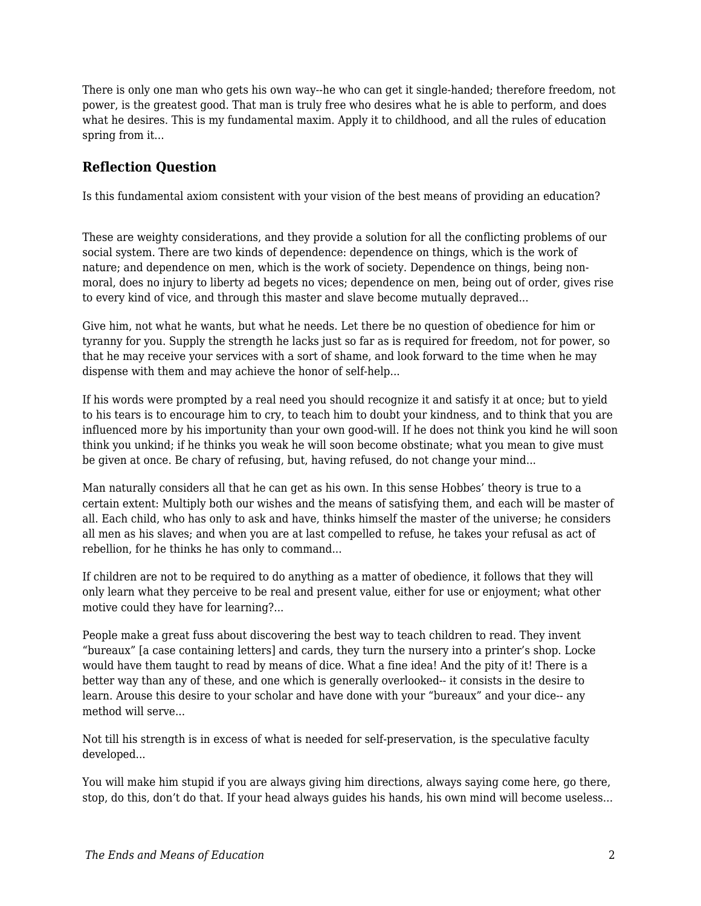There is only one man who gets his own way--he who can get it single-handed; therefore freedom, not power, is the greatest good. That man is truly free who desires what he is able to perform, and does what he desires. This is my fundamental maxim. Apply it to childhood, and all the rules of education spring from it...

### Reflection Question

Is this fundamental axiom consistent with your vision of the best means of providing an education?

These are weighty considerations, and they provide a solution for all the conflicting problems of our social system. There are two kinds of dependence: dependence on things, which is the work of nature; and dependence on men, which is the work of society. Dependence on things, being non-moral, does no injury to liberty ad begets no vices; dependence on men, being out of order, gives rise to every kind of vice, and through this master and slave become mutually depraved...

Give him, not what he wants, but what he needs. Let there be no question of obedience for him or tyranny for you. Supply the strength he lacks just so far as is required for freedom, not for power, so that he may receive your services with a sort of shame, and look forward to the time when he may dispense with them and may achieve the honor of self-help...

If his words were prompted by a real need you should recognize it and satisfy it at once; but to yield to his tears is to encourage him to cry, to teach him to doubt your kindness, and to think that you are influenced more by his importunity than your own good-will. If he does not think you kind he will soon think you unkind; if he thinks you weak he will soon become obstinate; what you mean to give must be given at once. Be chary of refusing, but, having refused, do not change your mind...

Man naturally considers all that he can get as his own. In this sense Hobbes' theory is true to a certain extent: Multiply both our wishes and the means of satisfying them, and each will be master of all. Each child, who has only to ask and have, thinks himself the master of the universe; he considers all men as his slaves; and when you are at last compelled to refuse, he takes your refusal as act of rebellion, for he thinks he has only to command...

If children are not to be required to do anything as a matter of obedience, it follows that they will only learn what they perceive to be real and present value, either for use or enjoyment; what other motive could they have for learning?...

People make a great fuss about discovering the best way to teach children to read. They invent "bureaux" [a case containing letters] and cards, they turn the nursery into a printer's shop. Locke would have them taught to read by means of dice. What a fine idea! And the pity of it! There is a better way than any of these, and one which is generally overlooked-- it consists in the desire to learn. Arouse this desire to your scholar and have done with your "bureaux" and your dice-- any method will serve...

Not till his strength is in excess of what is needed for self-preservation, is the speculative faculty developed...

You will make him stupid if you are always giving him directions, always saying come here, go there, stop, do this, don't do that. If your head always guides his hands, his own mind will become useless...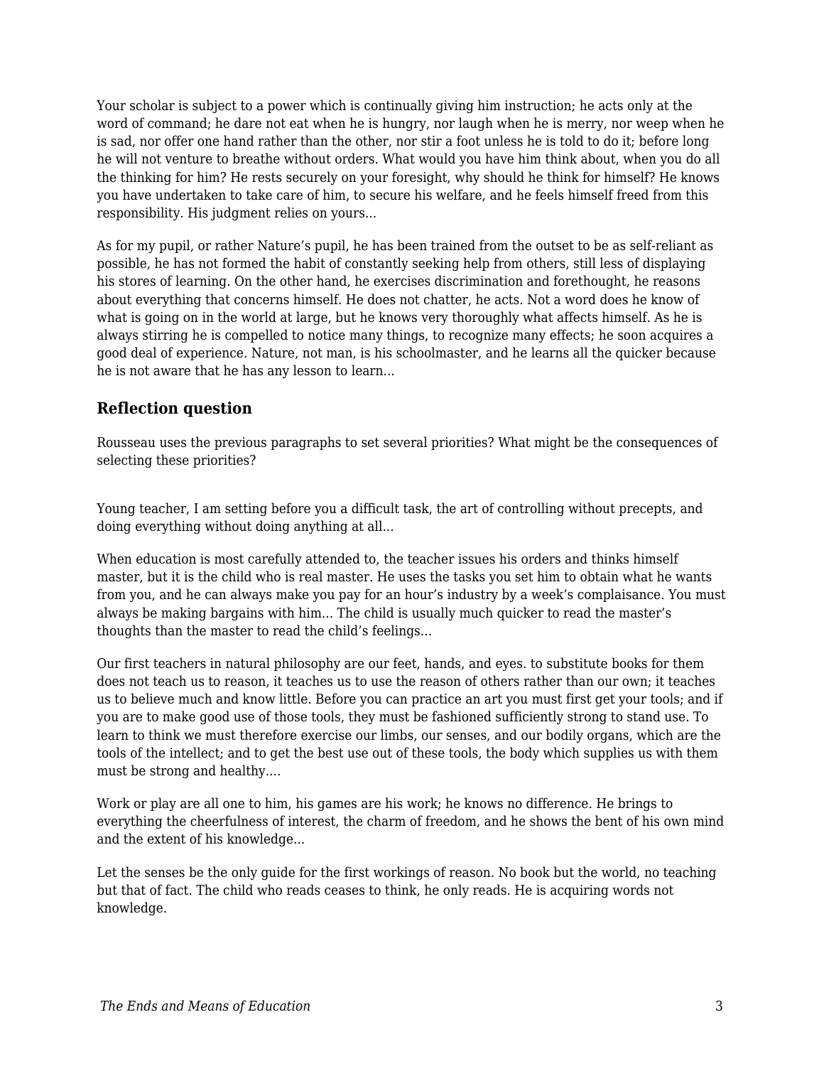Your scholar is subject to a power which is continually giving him instruction; he acts only at the word of command; he dare not eat when he is hungry, nor laugh when he is merry, nor weep when he is sad, nor offer one hand rather than the other, nor stir a foot unless he is told to do it; before long he will not venture to breathe without orders. What would you have him think about, when you do all the thinking for him? He rests securely on your foresight, why should he think for himself? He knows you have undertaken to take care of him, to secure his welfare, and he feels himself freed from this responsibility. His judgment relies on yours...

As for my pupil, or rather Nature's pupil, he has been trained from the outset to be as self-reliant as possible, he has not formed the habit of constantly seeking help from others, still less of displaying his stores of learning. On the other hand, he exercises discrimination and forethought, he reasons about everything that concerns himself. He does not chatter, he acts. Not a word does he know of what is going on in the world at large, but he knows very thoroughly what affects himself. As he is always stirring he is compelled to notice many things, to recognize many effects; he soon acquires a good deal of experience. Nature, not man, is his schoolmaster, and he learns all the quicker because he is not aware that he has any lesson to learn...

### Reflection question

Rousseau uses the previous paragraphs to set several priorities? What might be the consequences of selecting these priorities?

Young teacher, I am setting before you a difficult task, the art of controlling without precepts, and doing everything without doing anything at all...

When education is most carefully attended to, the teacher issues his orders and thinks himself master, but it is the child who is real master. He uses the tasks you set him to obtain what he wants from you, and he can always make you pay for an hour's industry by a week's complaisance. You must always be making bargains with him... The child is usually much quicker to read the master's thoughts than the master to read the child's feelings...

Our first teachers in natural philosophy are our feet, hands, and eyes. to substitute books for them does not teach us to reason, it teaches us to use the reason of others rather than our own; it teaches us to believe much and know little. Before you can practice an art you must first get your tools; and if you are to make good use of those tools, they must be fashioned sufficiently strong to stand use. To learn to think we must therefore exercise our limbs, our senses, and our bodily organs, which are the tools of the intellect; and to get the best use out of these tools, the body which supplies us with them must be strong and healthy....

Work or play are all one to him, his games are his work; he knows no difference. He brings to everything the cheerfulness of interest, the charm of freedom, and he shows the bent of his own mind and the extent of his knowledge...

Let the senses be the only guide for the first workings of reason. No book but the world, no teaching but that of fact. The child who reads ceases to think, he only reads. He is acquiring words not knowledge.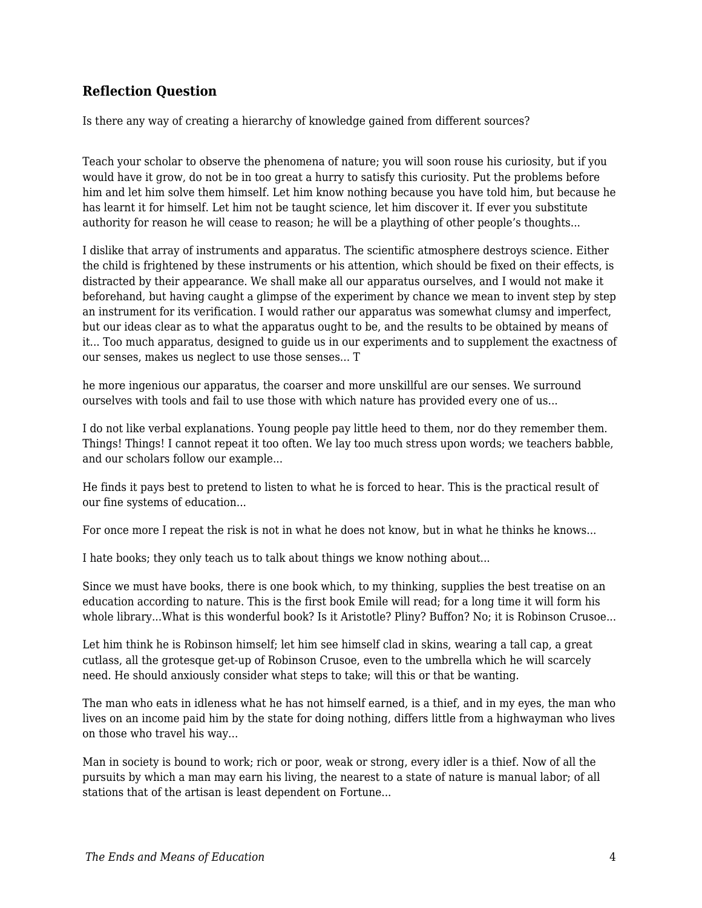### Reflection Question

Is there any way of creating a hierarchy of knowledge gained from different sources?

Teach your scholar to observe the phenomena of nature; you will soon rouse his curiosity, but if you would have it grow, do not be in too great a hurry to satisfy this curiosity. Put the problems before him and let him solve them himself. Let him know nothing because you have told him, but because he has learnt it for himself. Let him not be taught science, let him discover it. If ever you substitute authority for reason he will cease to reason; he will be a plaything of other people's thoughts...

I dislike that array of instruments and apparatus. The scientific atmosphere destroys science. Either the child is frightened by these instruments or his attention, which should be fixed on their effects, is distracted by their appearance. We shall make all our apparatus ourselves, and I would not make it beforehand, but having caught a glimpse of the experiment by chance we mean to invent step by step an instrument for its verification. I would rather our apparatus was somewhat clumsy and imperfect, but our ideas clear as to what the apparatus ought to be, and the results to be obtained by means of it... Too much apparatus, designed to guide us in our experiments and to supplement the exactness of our senses, makes us neglect to use those senses... T

he more ingenious our apparatus, the coarser and more unskillful are our senses. We surround ourselves with tools and fail to use those with which nature has provided every one of us...

I do not like verbal explanations. Young people pay little heed to them, nor do they remember them. Things! Things! I cannot repeat it too often. We lay too much stress upon words; we teachers babble, and our scholars follow our example...

He finds it pays best to pretend to listen to what he is forced to hear. This is the practical result of our fine systems of education...

For once more I repeat the risk is not in what he does not know, but in what he thinks he knows...

I hate books; they only teach us to talk about things we know nothing about...

Since we must have books, there is one book which, to my thinking, supplies the best treatise on an education according to nature. This is the first book Emile will read; for a long time it will form his whole library...What is this wonderful book? Is it Aristotle? Pliny? Buffon? No; it is Robinson Crusoe...

Let him think he is Robinson himself; let him see himself clad in skins, wearing a tall cap, a great cutlass, all the grotesque get-up of Robinson Crusoe, even to the umbrella which he will scarcely need. He should anxiously consider what steps to take; will this or that be wanting.

The man who eats in idleness what he has not himself earned, is a thief, and in my eyes, the man who lives on an income paid him by the state for doing nothing, differs little from a highwayman who lives on those who travel his way...

Man in society is bound to work; rich or poor, weak or strong, every idler is a thief. Now of all the pursuits by which a man may earn his living, the nearest to a state of nature is manual labor; of all stations that of the artisan is least dependent on Fortune...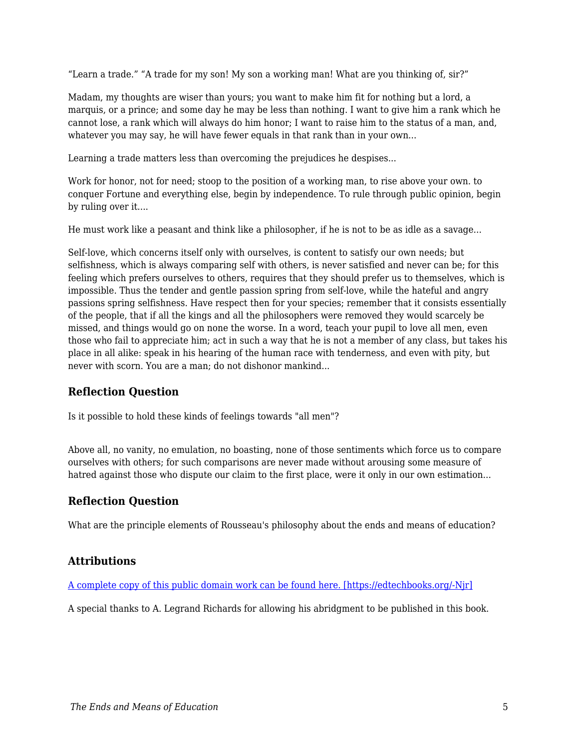“Learn a trade.” “A trade for my son! My son a working man! What are you thinking of, sir?”

Madam, my thoughts are wiser than yours; you want to make him fit for nothing but a lord, a marquis, or a prince; and some day he may be less than nothing. I want to give him a rank which he cannot lose, a rank which will always do him honor; I want to raise him to the status of a man, and, whatever you may say, he will have fewer equals in that rank than in your own...

Learning a trade matters less than overcoming the prejudices he despises...

Work for honor, not for need; stoop to the position of a working man, to rise above your own. to conquer Fortune and everything else, begin by independence. To rule through public opinion, begin by ruling over it....

He must work like a peasant and think like a philosopher, if he is not to be as idle as a savage...

Self-love, which concerns itself only with ourselves, is content to satisfy our own needs; but selfishness, which is always comparing self with others, is never satisfied and never can be; for this feeling which prefers ourselves to others, requires that they should prefer us to themselves, which is impossible. Thus the tender and gentle passion spring from self-love, while the hateful and angry passions spring selfishness. Have respect then for your species; remember that it consists essentially of the people, that if all the kings and all the philosophers were removed they would scarcely be missed, and things would go on none the worse. In a word, teach your pupil to love all men, even those who fail to appreciate him; act in such a way that he is not a member of any class, but takes his place in all alike: speak in his hearing of the human race with tenderness, and even with pity, but never with scorn. You are a man; do not dishonor mankind...

### Reflection Question

Is it possible to hold these kinds of feelings towards "all men"?

Above all, no vanity, no emulation, no boasting, none of those sentiments which force us to compare ourselves with others; for such comparisons are never made without arousing some measure of hatred against those who dispute our claim to the first place, were it only in our own estimation...

### Reflection Question

What are the principle elements of Rousseau's philosophy about the ends and means of education?

### Attributions

[A complete copy of this public domain work can be found here. [https://edtechbooks.org/-Njr]](https://edtechbooks.org/-Njr)

A special thanks to A. Legrand Richards for allowing his abridgment to be published in this book.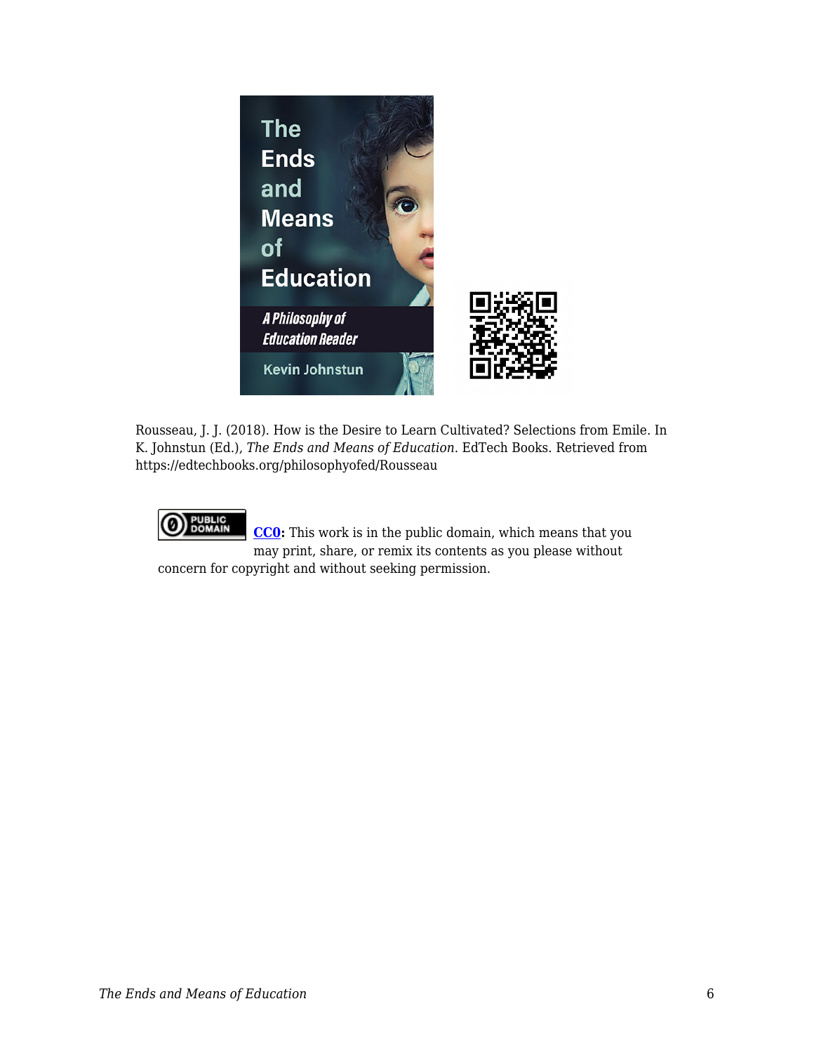Rousseau, J. J. (2018). How is the Desire to Learn Cultivated? Selections from Emile. In K. Johnstun (Ed.), *The Ends and Means of Education*. EdTech Books. Retrieved from https://edtechbooks.org/philosophyofed/Rousseau

**CC0:** This work is in the public domain, which means that you may print, share, or remix its contents as you please without concern for copyright and without seeking permission.